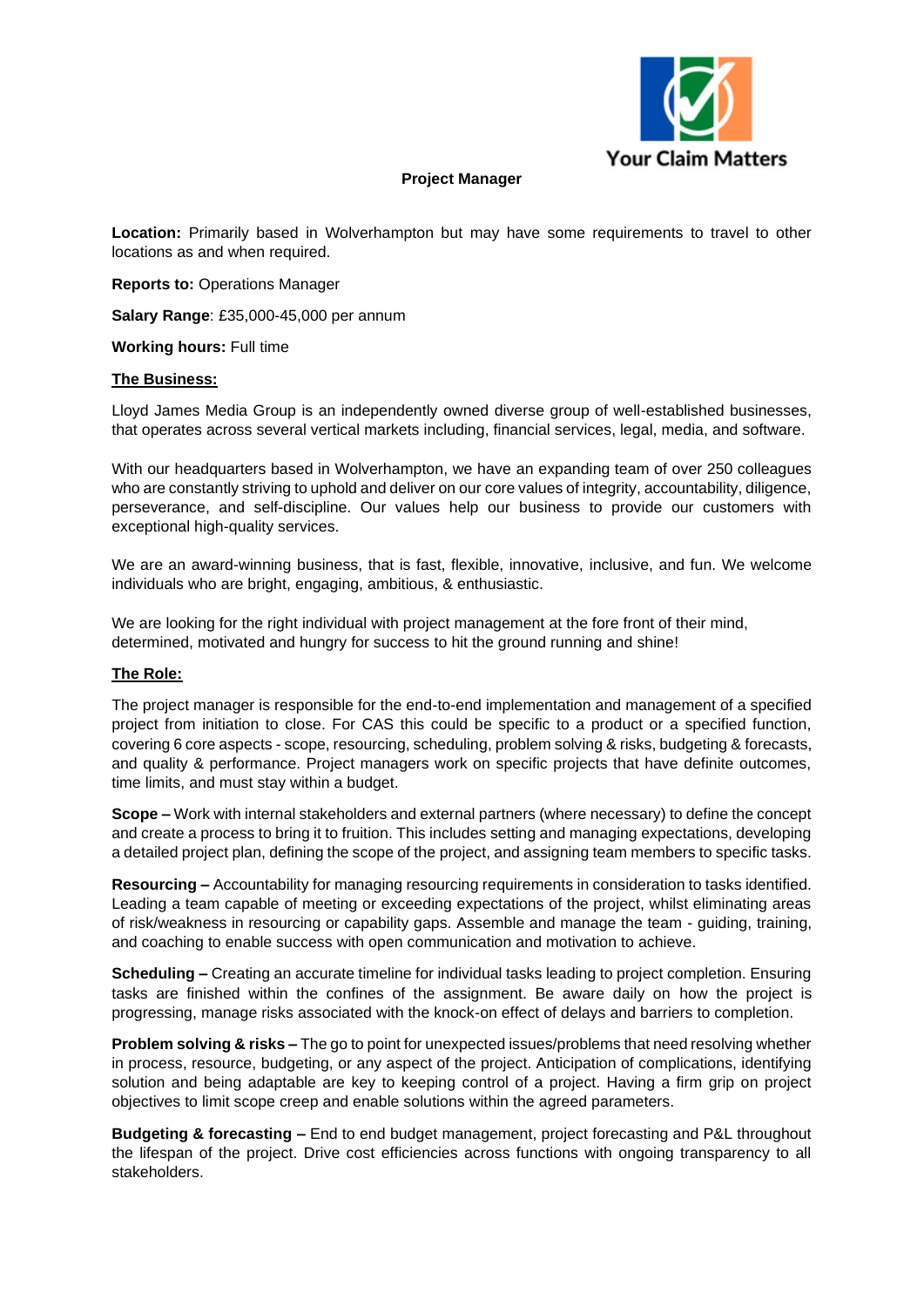Your Claim Matters

# Project Manager

**Location:** Primarily based in Wolverhampton but may have some requirements to travel to other locations as and when required.

**Reports to:** Operations Manager

**Salary Range**: £35,000-45,000 per annum

**Working hours:** Full time

## The Business:

Lloyd James Media Group is an independently owned diverse group of well-established businesses, that operates across several vertical markets including, financial services, legal, media, and software.

With our headquarters based in Wolverhampton, we have an expanding team of over 250 colleagues who are constantly striving to uphold and deliver on our core values of integrity, accountability, diligence, perseverance, and self-discipline. Our values help our business to provide our customers with exceptional high-quality services.

We are an award-winning business, that is fast, flexible, innovative, inclusive, and fun. We welcome individuals who are bright, engaging, ambitious, & enthusiastic.

We are looking for the right individual with project management at the fore front of their mind, determined, motivated and hungry for success to hit the ground running and shine!

## The Role:

The project manager is responsible for the end-to-end implementation and management of a specified project from initiation to close. For CAS this could be specific to a product or a specified function, covering 6 core aspects - scope, resourcing, scheduling, problem solving & risks, budgeting & forecasts, and quality & performance. Project managers work on specific projects that have definite outcomes, time limits, and must stay within a budget.

**Scope –** Work with internal stakeholders and external partners (where necessary) to define the concept and create a process to bring it to fruition. This includes setting and managing expectations, developing a detailed project plan, defining the scope of the project, and assigning team members to specific tasks.

**Resourcing –** Accountability for managing resourcing requirements in consideration to tasks identified. Leading a team capable of meeting or exceeding expectations of the project, whilst eliminating areas of risk/weakness in resourcing or capability gaps. Assemble and manage the team - guiding, training, and coaching to enable success with open communication and motivation to achieve.

**Scheduling –** Creating an accurate timeline for individual tasks leading to project completion. Ensuring tasks are finished within the confines of the assignment. Be aware daily on how the project is progressing, manage risks associated with the knock-on effect of delays and barriers to completion.

**Problem solving & risks –** The go to point for unexpected issues/problems that need resolving whether in process, resource, budgeting, or any aspect of the project. Anticipation of complications, identifying solution and being adaptable are key to keeping control of a project. Having a firm grip on project objectives to limit scope creep and enable solutions within the agreed parameters.

**Budgeting & forecasting –** End to end budget management, project forecasting and P&L throughout the lifespan of the project. Drive cost efficiencies across functions with ongoing transparency to all stakeholders.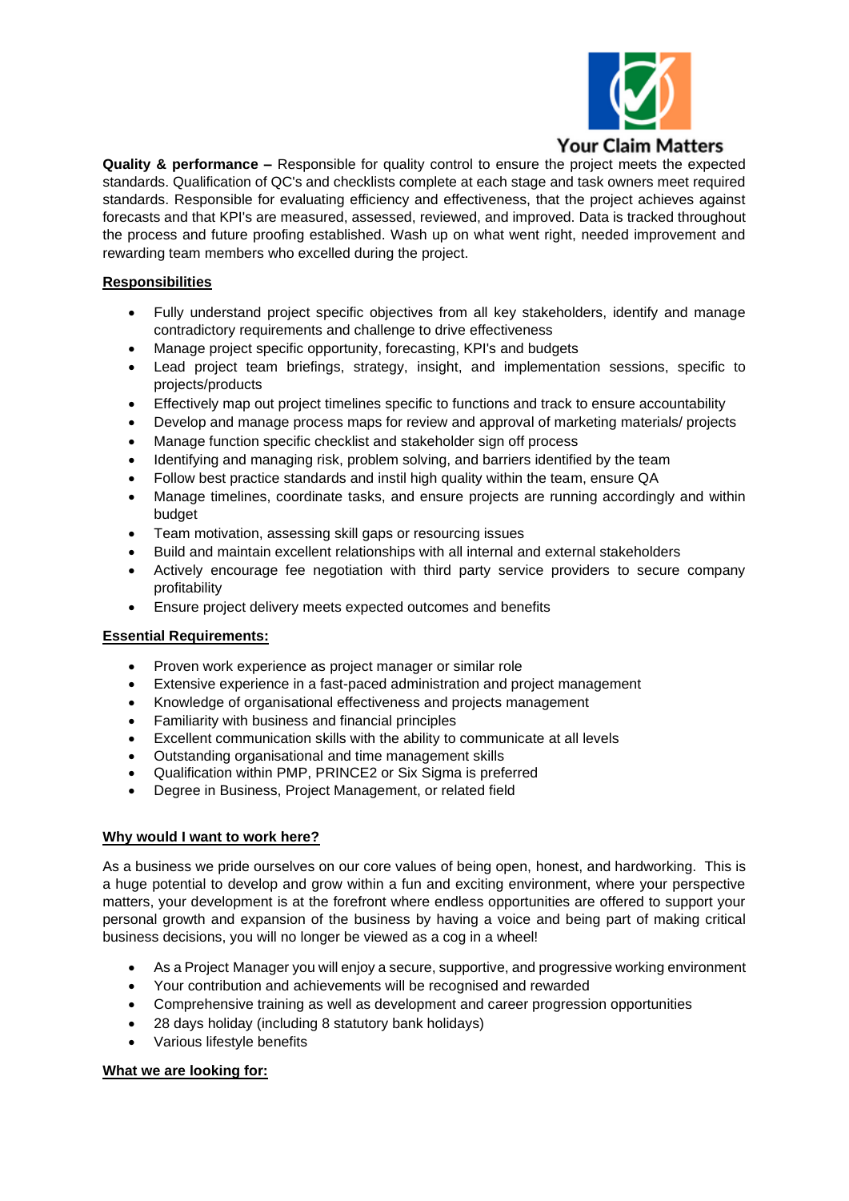**Quality & performance –** Responsible for quality control to ensure the project meets the expected standards. Qualification of QC's and checklists complete at each stage and task owners meet required standards. Responsible for evaluating efficiency and effectiveness, that the project achieves against forecasts and that KPI's are measured, assessed, reviewed, and improved. Data is tracked throughout the process and future proofing established. Wash up on what went right, needed improvement and rewarding team members who excelled during the project.

**Responsibilities**

- Fully understand project specific objectives from all key stakeholders, identify and manage contradictory requirements and challenge to drive effectiveness
- Manage project specific opportunity, forecasting, KPI's and budgets
- Lead project team briefings, strategy, insight, and implementation sessions, specific to projects/products
- Effectively map out project timelines specific to functions and track to ensure accountability
- Develop and manage process maps for review and approval of marketing materials/ projects
- Manage function specific checklist and stakeholder sign off process
- Identifying and managing risk, problem solving, and barriers identified by the team
- Follow best practice standards and instil high quality within the team, ensure QA
- Manage timelines, coordinate tasks, and ensure projects are running accordingly and within budget
- Team motivation, assessing skill gaps or resourcing issues
- Build and maintain excellent relationships with all internal and external stakeholders
- Actively encourage fee negotiation with third party service providers to secure company profitability
- Ensure project delivery meets expected outcomes and benefits

**Essential Requirements:**

- Proven work experience as project manager or similar role
- Extensive experience in a fast-paced administration and project management
- Knowledge of organisational effectiveness and projects management
- Familiarity with business and financial principles
- Excellent communication skills with the ability to communicate at all levels
- Outstanding organisational and time management skills
- Qualification within PMP, PRINCE2 or Six Sigma is preferred
- Degree in Business, Project Management, or related field

**Why would I want to work here?**

As a business we pride ourselves on our core values of being open, honest, and hardworking. This is a huge potential to develop and grow within a fun and exciting environment, where your perspective matters, your development is at the forefront where endless opportunities are offered to support your personal growth and expansion of the business by having a voice and being part of making critical business decisions, you will no longer be viewed as a cog in a wheel!

- As a Project Manager you will enjoy a secure, supportive, and progressive working environment
- Your contribution and achievements will be recognised and rewarded
- Comprehensive training as well as development and career progression opportunities
- 28 days holiday (including 8 statutory bank holidays)
- Various lifestyle benefits

**What we are looking for:**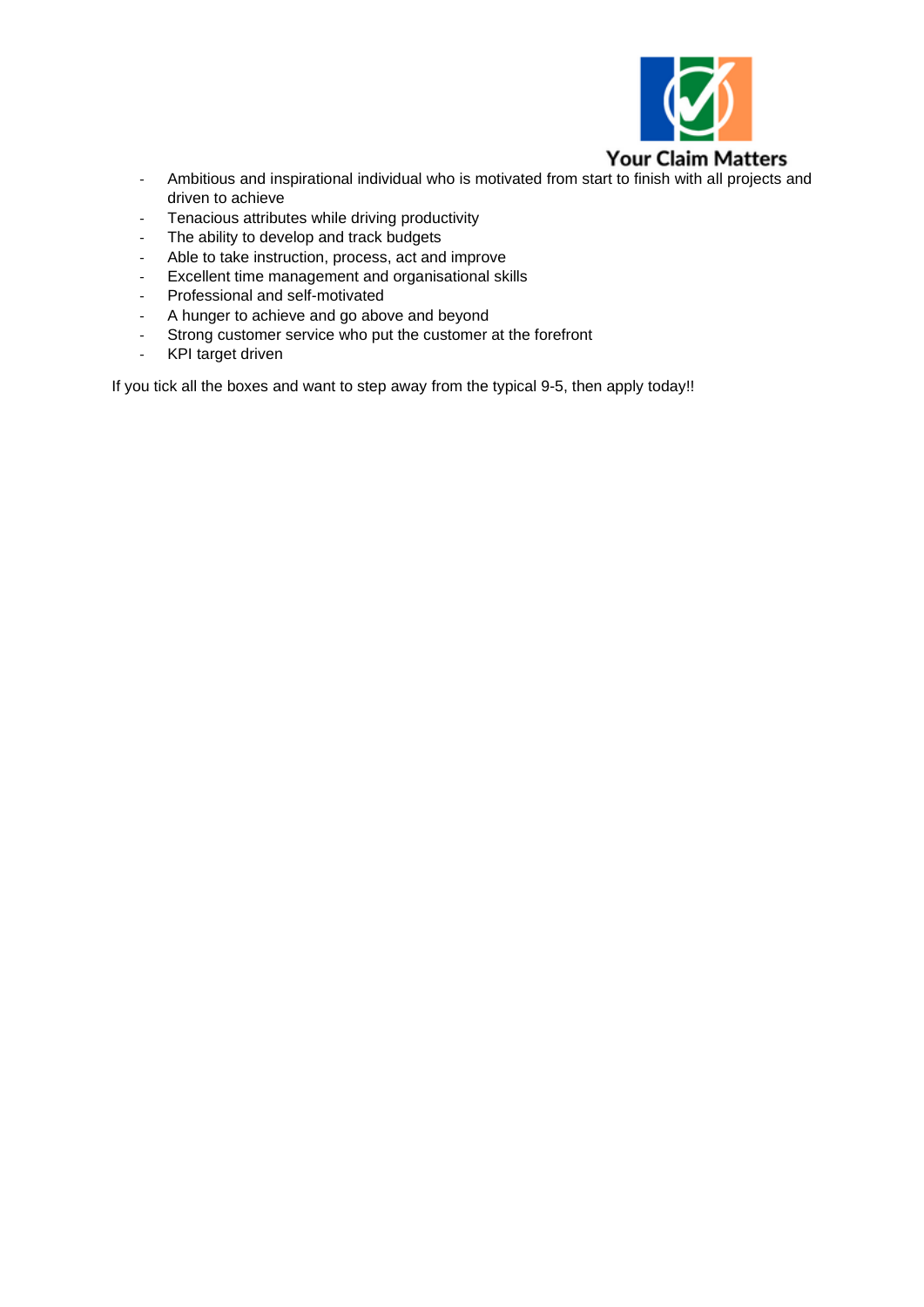- Ambitious and inspirational individual who is motivated from start to finish with all projects and driven to achieve
- Tenacious attributes while driving productivity
- The ability to develop and track budgets
- Able to take instruction, process, act and improve
- Excellent time management and organisational skills
- Professional and self-motivated
- A hunger to achieve and go above and beyond
- Strong customer service who put the customer at the forefront
- KPI target driven

If you tick all the boxes and want to step away from the typical 9-5, then apply today!!